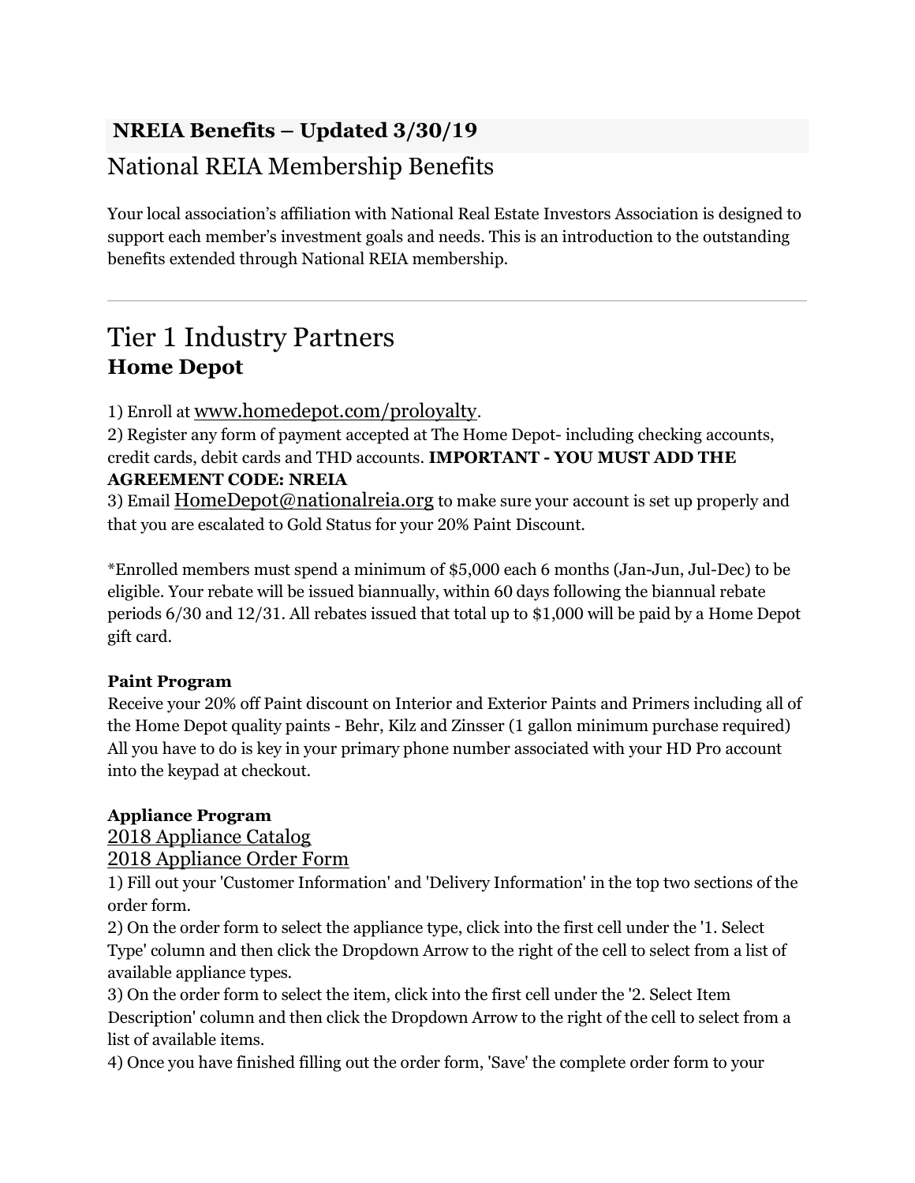## NREIA Benefits – Updated 3/30/19

# National REIA Membership Benefits

Your local association's affiliation with National Real Estate Investors Association is designed to support each member's investment goals and needs. This is an introduction to the outstanding benefits extended through National REIA membership.

---

# Tier 1 Industry Partners

### Home Depot

1) Enroll at www.homedepot.com/proloyalty.
2) Register any form of payment accepted at The Home Depot- including checking accounts, credit cards, debit cards and THD accounts. **IMPORTANT - YOU MUST ADD THE AGREEMENT CODE: NREIA**
3) Email HomeDepot@nationalreia.org to make sure your account is set up properly and that you are escalated to Gold Status for your 20% Paint Discount.

*Enrolled members must spend a minimum of $5,000 each 6 months (Jan-Jun, Jul-Dec) to be eligible. Your rebate will be issued biannually, within 60 days following the biannual rebate periods 6/30 and 12/31. All rebates issued that total up to $1,000 will be paid by a Home Depot gift card.

**Paint Program**
Receive your 20% off Paint discount on Interior and Exterior Paints and Primers including all of the Home Depot quality paints - Behr, Kilz and Zinsser (1 gallon minimum purchase required) All you have to do is key in your primary phone number associated with your HD Pro account into the keypad at checkout.

**Appliance Program**
2018 Appliance Catalog
2018 Appliance Order Form
1) Fill out your 'Customer Information' and 'Delivery Information' in the top two sections of the order form.
2) On the order form to select the appliance type, click into the first cell under the '1. Select Type' column and then click the Dropdown Arrow to the right of the cell to select from a list of available appliance types.
3) On the order form to select the item, click into the first cell under the '2. Select Item Description' column and then click the Dropdown Arrow to the right of the cell to select from a list of available items.
4) Once you have finished filling out the order form, 'Save' the complete order form to your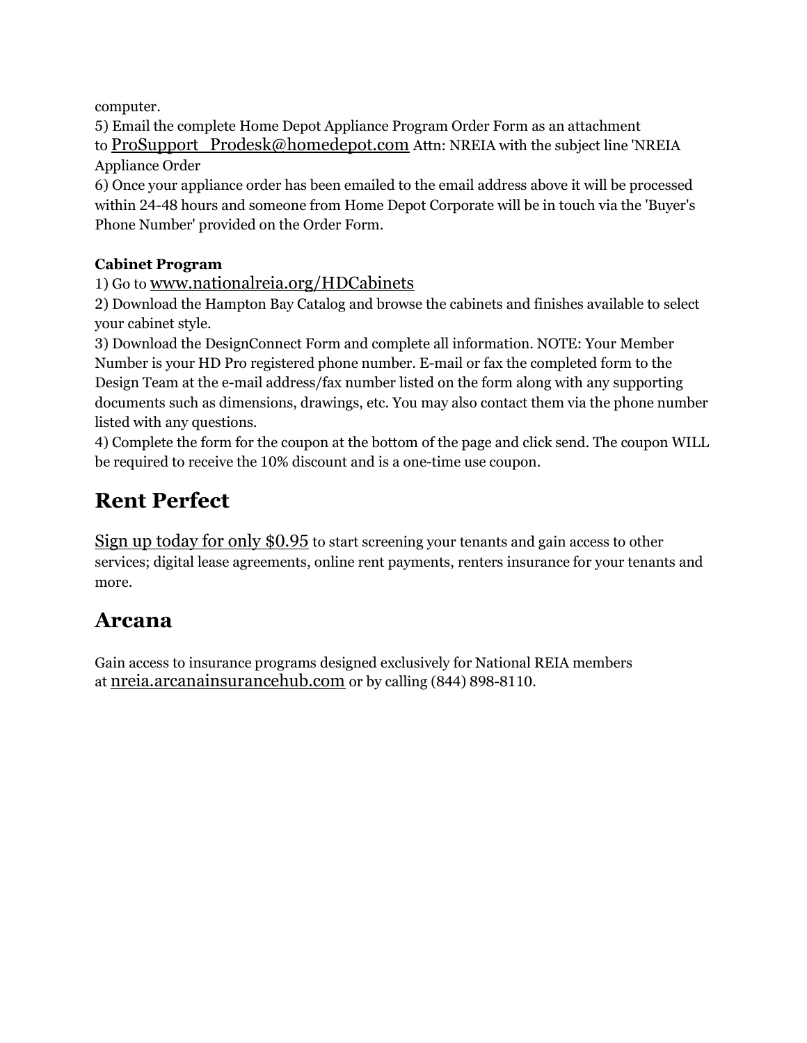computer.

5) Email the complete Home Depot Appliance Program Order Form as an attachment to ProSupport_Prodesk@homedepot.com Attn: NREIA with the subject line 'NREIA Appliance Order

6) Once your appliance order has been emailed to the email address above it will be processed within 24-48 hours and someone from Home Depot Corporate will be in touch via the 'Buyer's Phone Number' provided on the Order Form.

**Cabinet Program**

1) Go to www.nationalreia.org/HDCabinets

2) Download the Hampton Bay Catalog and browse the cabinets and finishes available to select your cabinet style.

3) Download the DesignConnect Form and complete all information. NOTE: Your Member Number is your HD Pro registered phone number. E-mail or fax the completed form to the Design Team at the e-mail address/fax number listed on the form along with any supporting documents such as dimensions, drawings, etc. You may also contact them via the phone number listed with any questions.

4) Complete the form for the coupon at the bottom of the page and click send. The coupon WILL be required to receive the 10% discount and is a one-time use coupon.

## Rent Perfect

Sign up today for only $0.95 to start screening your tenants and gain access to other services; digital lease agreements, online rent payments, renters insurance for your tenants and more.

## Arcana

Gain access to insurance programs designed exclusively for National REIA members at nreia.arcanainsurancehub.com or by calling (844) 898-8110.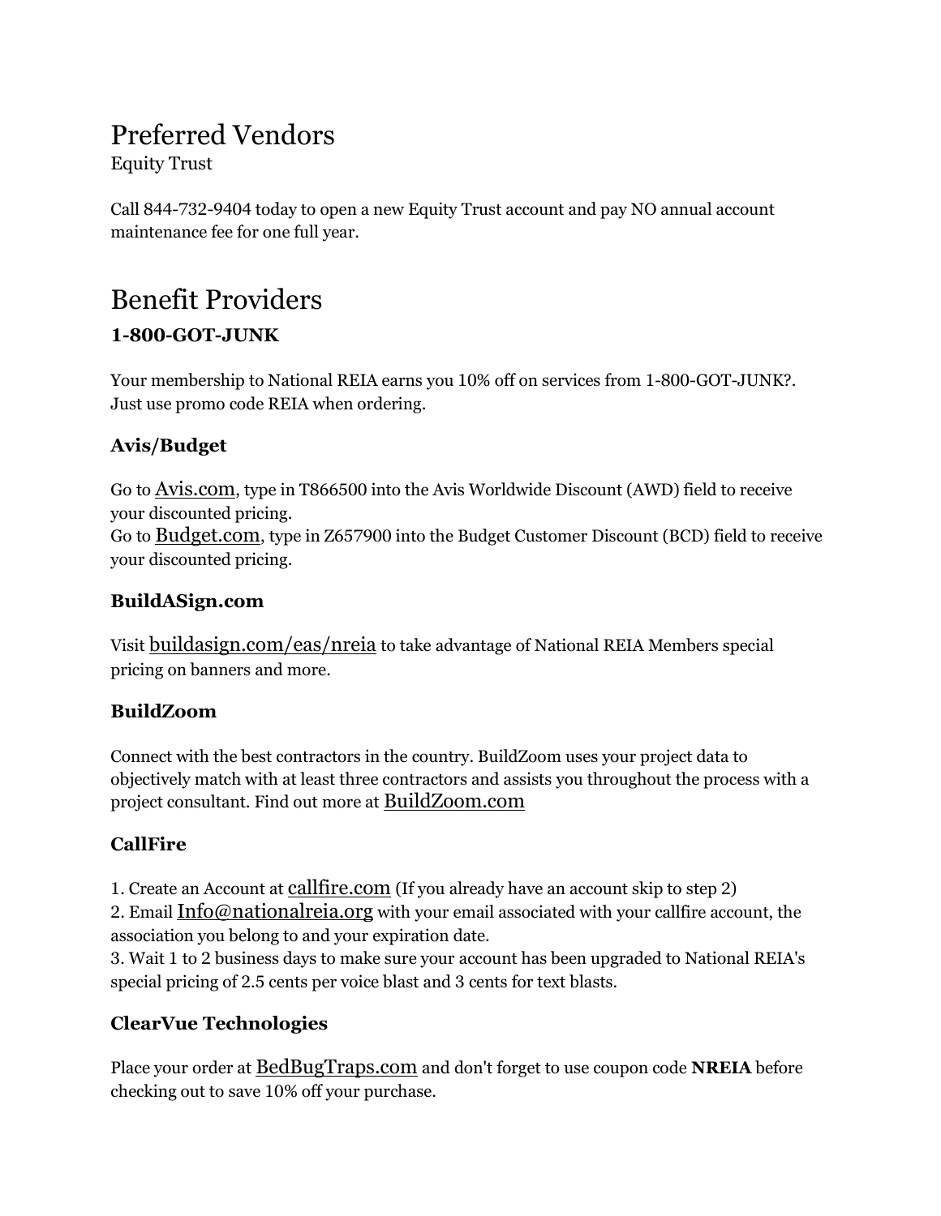# Preferred Vendors

Equity Trust

Call 844-732-9404 today to open a new Equity Trust account and pay NO annual account maintenance fee for one full year.

# Benefit Providers

### 1-800-GOT-JUNK

Your membership to National REIA earns you 10% off on services from 1-800-GOT-JUNK?. Just use promo code REIA when ordering.

### Avis/Budget

Go to Avis.com, type in T866500 into the Avis Worldwide Discount (AWD) field to receive your discounted pricing.
Go to Budget.com, type in Z657900 into the Budget Customer Discount (BCD) field to receive your discounted pricing.

### BuildASign.com

Visit buildasign.com/eas/nreia to take advantage of National REIA Members special pricing on banners and more.

### BuildZoom

Connect with the best contractors in the country. BuildZoom uses your project data to objectively match with at least three contractors and assists you throughout the process with a project consultant. Find out more at BuildZoom.com

### CallFire

1. Create an Account at callfire.com (If you already have an account skip to step 2)
2. Email Info@nationalreia.org with your email associated with your callfire account, the association you belong to and your expiration date.
3. Wait 1 to 2 business days to make sure your account has been upgraded to National REIA's special pricing of 2.5 cents per voice blast and 3 cents for text blasts.

### ClearVue Technologies

Place your order at BedBugTraps.com and don't forget to use coupon code **NREIA** before checking out to save 10% off your purchase.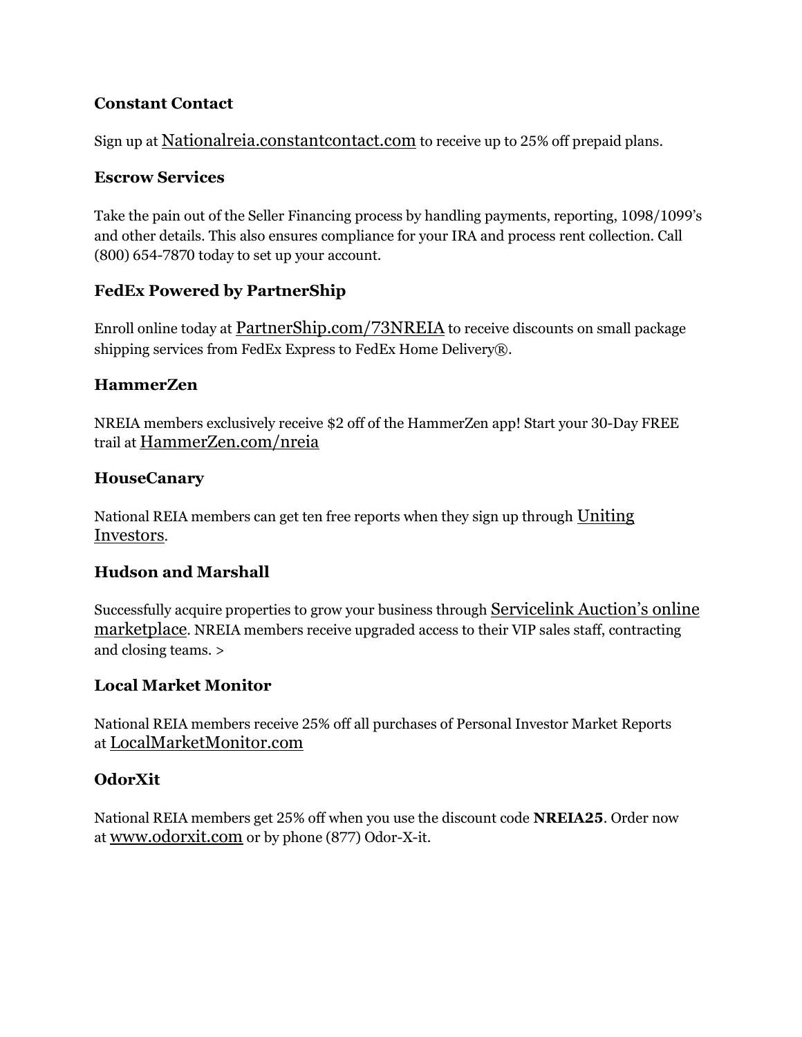### Constant Contact

Sign up at Nationalreia.constantcontact.com to receive up to 25% off prepaid plans.

### Escrow Services

Take the pain out of the Seller Financing process by handling payments, reporting, 1098/1099's and other details. This also ensures compliance for your IRA and process rent collection. Call (800) 654-7870 today to set up your account.

### FedEx Powered by PartnerShip

Enroll online today at PartnerShip.com/73NREIA to receive discounts on small package shipping services from FedEx Express to FedEx Home Delivery®.

### HammerZen

NREIA members exclusively receive $2 off of the HammerZen app! Start your 30-Day FREE trail at HammerZen.com/nreia

### HouseCanary

National REIA members can get ten free reports when they sign up through Uniting Investors.

### Hudson and Marshall

Successfully acquire properties to grow your business through Servicelink Auction's online marketplace. NREIA members receive upgraded access to their VIP sales staff, contracting and closing teams. >

### Local Market Monitor

National REIA members receive 25% off all purchases of Personal Investor Market Reports at LocalMarketMonitor.com

### OdorXit

National REIA members get 25% off when you use the discount code **NREIA25**. Order now at www.odorxit.com or by phone (877) Odor-X-it.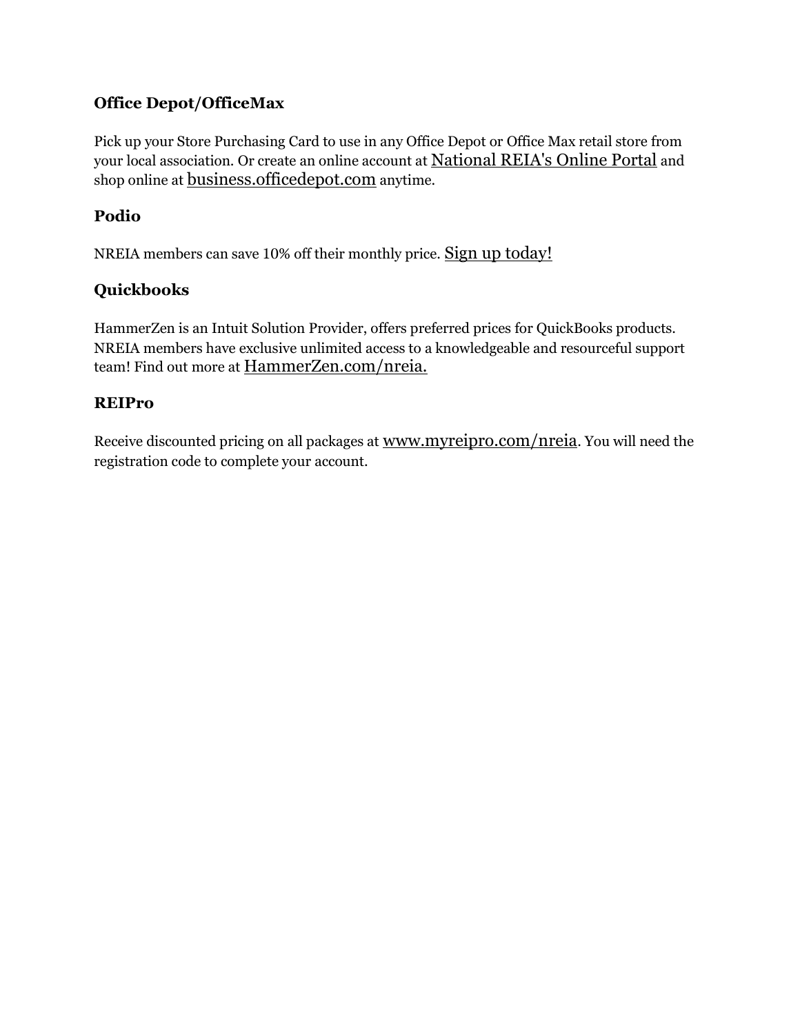### Office Depot/OfficeMax

Pick up your Store Purchasing Card to use in any Office Depot or Office Max retail store from your local association. Or create an online account at National REIA's Online Portal and shop online at business.officedepot.com anytime.

### Podio

NREIA members can save 10% off their monthly price. Sign up today!

### Quickbooks

HammerZen is an Intuit Solution Provider, offers preferred prices for QuickBooks products. NREIA members have exclusive unlimited access to a knowledgeable and resourceful support team! Find out more at HammerZen.com/nreia.

### REIPro

Receive discounted pricing on all packages at www.myreipro.com/nreia. You will need the registration code to complete your account.